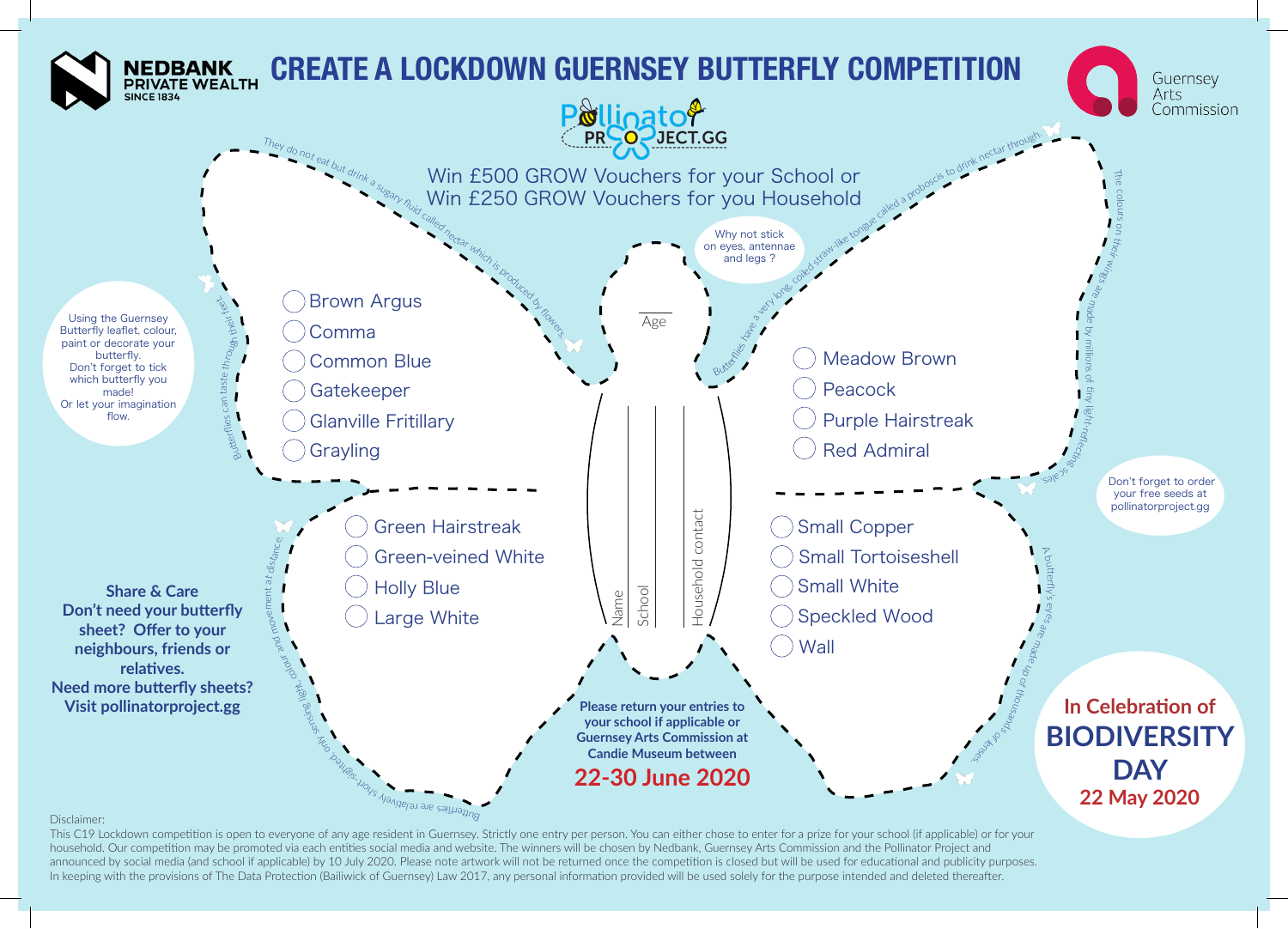NEDBANK PRIVATE WEALTH SINCE 1834

# CREATE A LOCKDOWN GUERNSEY BUTTERFLY COMPETITION

Guernsey Arts Commission

Pollinator PROJECT.GG

Win £500 GROW Vouchers for your School or
Win £250 GROW Vouchers for you Household

They do not eat but drink a sugary fluid called nectar which is produced by flowers.

Butterflies have a very long, coiled straw-like tongue called a proboscis to drink nectar through.

Why not stick on eyes, antennae and legs ?

Age

Using the Guernsey Butterfly leaflet, colour, paint or decorate your butterfly. Don't forget to tick which butterfly you made! Or let your imagination flow.

Butterflies can taste through their feet.

The colours on their wings are made by millions of tiny light-reflecting scales.

- ◯ Brown Argus
- ◯ Comma
- ◯ Common Blue
- ◯ Gatekeeper
- ◯ Glanville Fritillary
- ◯ Grayling
- ◯ Meadow Brown
- ◯ Peacock
- ◯ Purple Hairstreak
- ◯ Red Admiral
- ◯ Green Hairstreak
- ◯ Green-veined White
- ◯ Holly Blue
- ◯ Large White
- ◯ Small Copper
- ◯ Small Tortoiseshell
- ◯ Small White
- ◯ Speckled Wood
- ◯ Wall

Name

School

Household contact

Don't forget to order your free seeds at pollinatorproject.gg

**Share & Care**
**Don't need your butterfly sheet? Offer to your neighbours, friends or relatives.**
**Need more butterfly sheets? Visit pollinatorproject.gg**

Butterflies are relatively short-sighted, only sensing light, colour and movement at distance.

A butterfly's eyes are made up of thousands of lenses.

**Please return your entries to your school if applicable or Guernsey Arts Commission at Candie Museum between**

**22-30 June 2020**

**In Celebration of**
**BIODIVERSITY DAY**
**22 May 2020**

Disclaimer:
This C19 Lockdown competition is open to everyone of any age resident in Guernsey. Strictly one entry per person. You can either chose to enter for a prize for your school (if applicable) or for your household. Our competition may be promoted via each entities social media and website. The winners will be chosen by Nedbank, Guernsey Arts Commission and the Pollinator Project and announced by social media (and school if applicable) by 10 July 2020. Please note artwork will not be returned once the competition is closed but will be used for educational and publicity purposes. In keeping with the provisions of The Data Protection (Bailiwick of Guernsey) Law 2017, any personal information provided will be used solely for the purpose intended and deleted thereafter.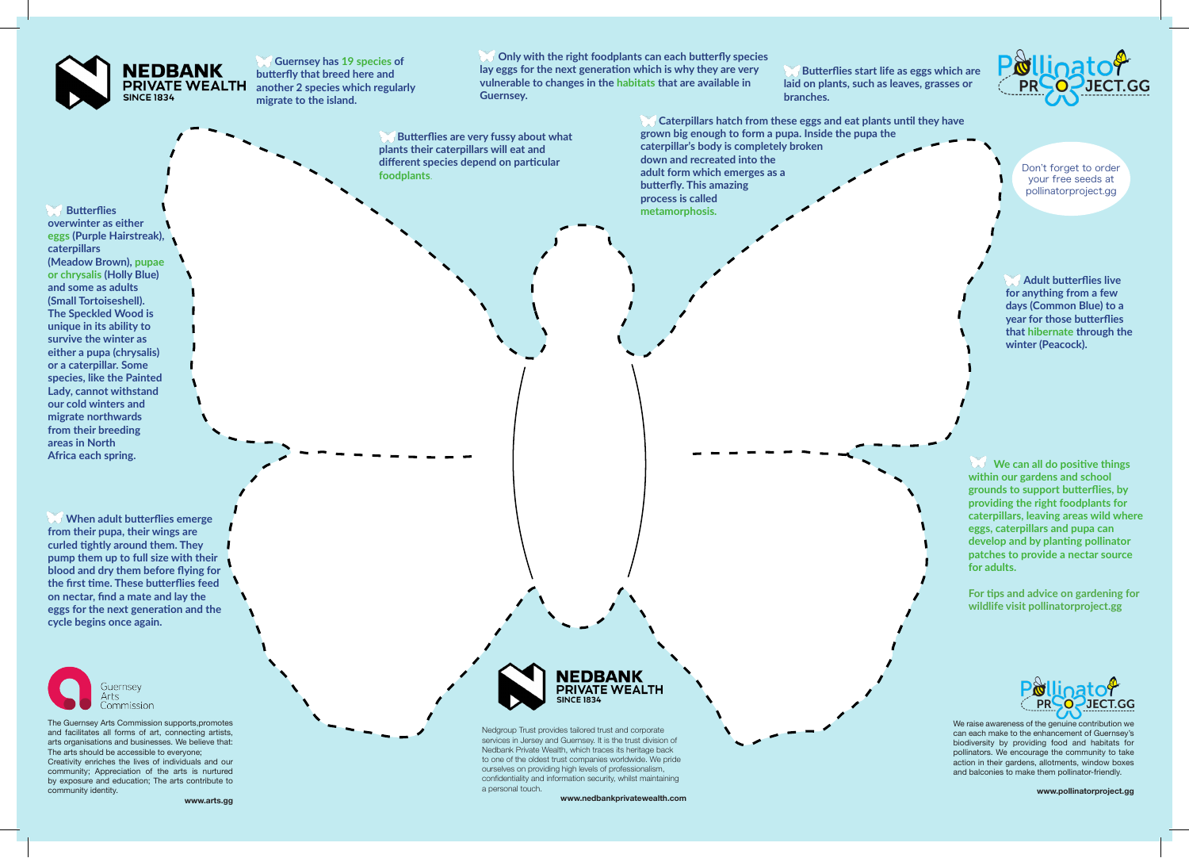NEDBANK PRIVATE WEALTH SINCE 1834

**Guernsey has 19 species of butterfly that breed here and another 2 species which regularly migrate to the island.**

**Only with the right foodplants can each butterfly species lay eggs for the next generation which is why they are very vulnerable to changes in the habitats that are available in Guernsey.**

**Butterflies start life as eggs which are laid on plants, such as leaves, grasses or branches.**

Pollinator PROJECT.GG

**Caterpillars hatch from these eggs and eat plants until they have grown big enough to form a pupa. Inside the pupa the caterpillar's body is completely broken down and recreated into the adult form which emerges as a butterfly. This amazing process is called metamorphosis.**

**Butterflies are very fussy about what plants their caterpillars will eat and different species depend on particular foodplants.**

Don't forget to order your free seeds at pollinatorproject.gg

**Butterflies overwinter as either eggs (Purple Hairstreak), caterpillars (Meadow Brown), pupae or chrysalis (Holly Blue) and some as adults (Small Tortoiseshell). The Speckled Wood is unique in its ability to survive the winter as either a pupa (chrysalis) or a caterpillar. Some species, like the Painted Lady, cannot withstand our cold winters and migrate northwards from their breeding areas in North Africa each spring.**

**Adult butterflies live for anything from a few days (Common Blue) to a year for those butterflies that hibernate through the winter (Peacock).**

**When adult butterflies emerge from their pupa, their wings are curled tightly around them. They pump them up to full size with their blood and dry them before flying for the first time. These butterflies feed on nectar, find a mate and lay the eggs for the next generation and the cycle begins once again.**

**We can all do positive things within our gardens and school grounds to support butterflies, by providing the right foodplants for caterpillars, leaving areas wild where eggs, caterpillars and pupa can develop and by planting pollinator patches to provide a nectar source for adults.**

**For tips and advice on gardening for wildlife visit pollinatorproject.gg**

Guernsey Arts Commission

The Guernsey Arts Commission supports,promotes and facilitates all forms of art, connecting artists, arts organisations and businesses. We believe that: The arts should be accessible to everyone; Creativity enriches the lives of individuals and our community; Appreciation of the arts is nurtured by exposure and education; The arts contribute to community identity.

**www.arts.gg**

NEDBANK PRIVATE WEALTH SINCE 1834

Nedgroup Trust provides tailored trust and corporate services in Jersey and Guernsey. It is the trust division of Nedbank Private Wealth, which traces its heritage back to one of the oldest trust companies worldwide. We pride ourselves on providing high levels of professionalism, confidentiality and information security, whilst maintaining a personal touch.

**www.nedbankprivatewealth.com**

Pollinator PROJECT.GG

We raise awareness of the genuine contribution we can each make to the enhancement of Guernsey's biodiversity by providing food and habitats for pollinators. We encourage the community to take action in their gardens, allotments, window boxes and balconies to make them pollinator-friendly.

**www.pollinatorproject.gg**